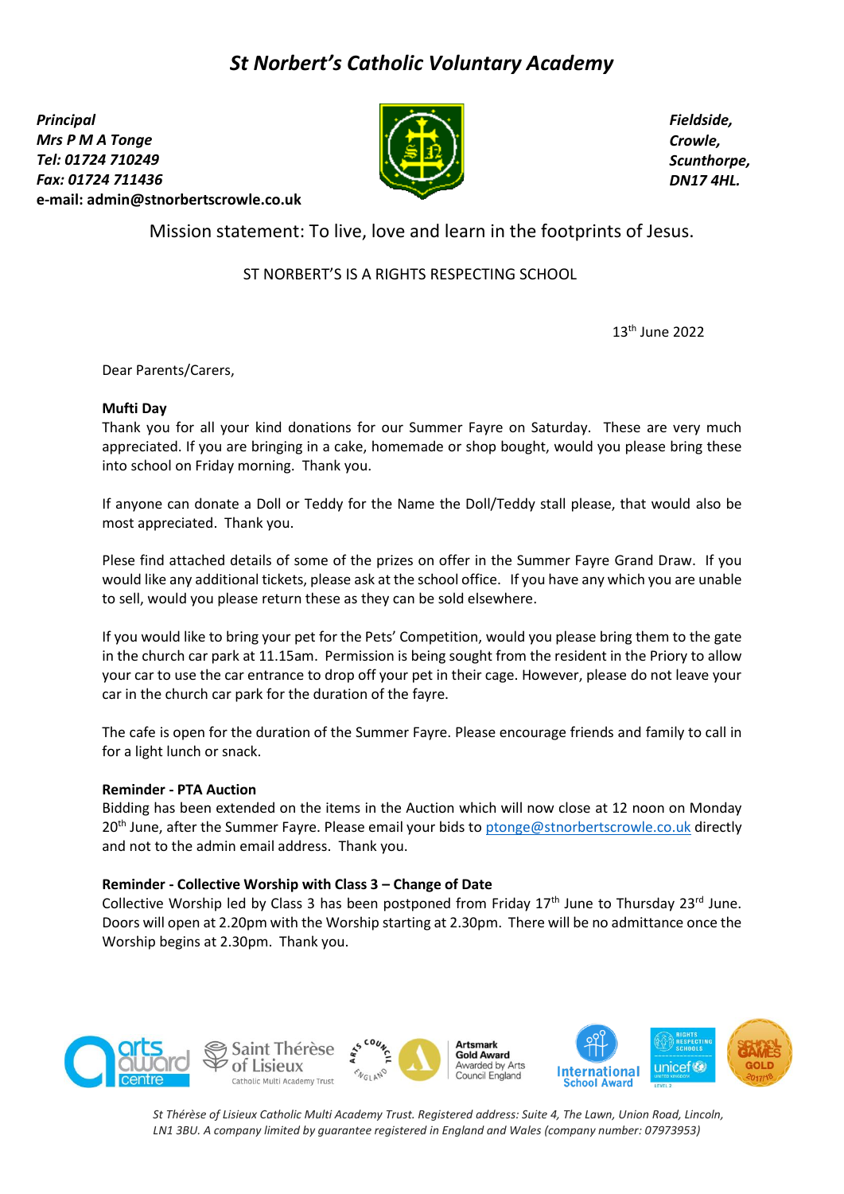# *St Norbert's Catholic Voluntary Academy*

***Principal***
***Mrs P M A Tonge***
***Tel: 01724 710249***
***Fax: 01724 711436***
**e-mail: admin@stnorbertscrowle.co.uk**

***Fieldside,***
***Crowle,***
***Scunthorpe,***
***DN17 4HL.***

Mission statement: To live, love and learn in the footprints of Jesus.

ST NORBERT'S IS A RIGHTS RESPECTING SCHOOL

13th June 2022

Dear Parents/Carers,

**Mufti Day**

Thank you for all your kind donations for our Summer Fayre on Saturday. These are very much appreciated. If you are bringing in a cake, homemade or shop bought, would you please bring these into school on Friday morning. Thank you.

If anyone can donate a Doll or Teddy for the Name the Doll/Teddy stall please, that would also be most appreciated. Thank you.

Plese find attached details of some of the prizes on offer in the Summer Fayre Grand Draw. If you would like any additional tickets, please ask at the school office. If you have any which you are unable to sell, would you please return these as they can be sold elsewhere.

If you would like to bring your pet for the Pets' Competition, would you please bring them to the gate in the church car park at 11.15am. Permission is being sought from the resident in the Priory to allow your car to use the car entrance to drop off your pet in their cage. However, please do not leave your car in the church car park for the duration of the fayre.

The cafe is open for the duration of the Summer Fayre. Please encourage friends and family to call in for a light lunch or snack.

**Reminder - PTA Auction**

Bidding has been extended on the items in the Auction which will now close at 12 noon on Monday 20th June, after the Summer Fayre. Please email your bids to ptonge@stnorbertscrowle.co.uk directly and not to the admin email address. Thank you.

**Reminder - Collective Worship with Class 3 – Change of Date**

Collective Worship led by Class 3 has been postponed from Friday 17th June to Thursday 23rd June. Doors will open at 2.20pm with the Worship starting at 2.30pm. There will be no admittance once the Worship begins at 2.30pm. Thank you.

*St Thérèse of Lisieux Catholic Multi Academy Trust. Registered address: Suite 4, The Lawn, Union Road, Lincoln, LN1 3BU. A company limited by guarantee registered in England and Wales (company number: 07973953)*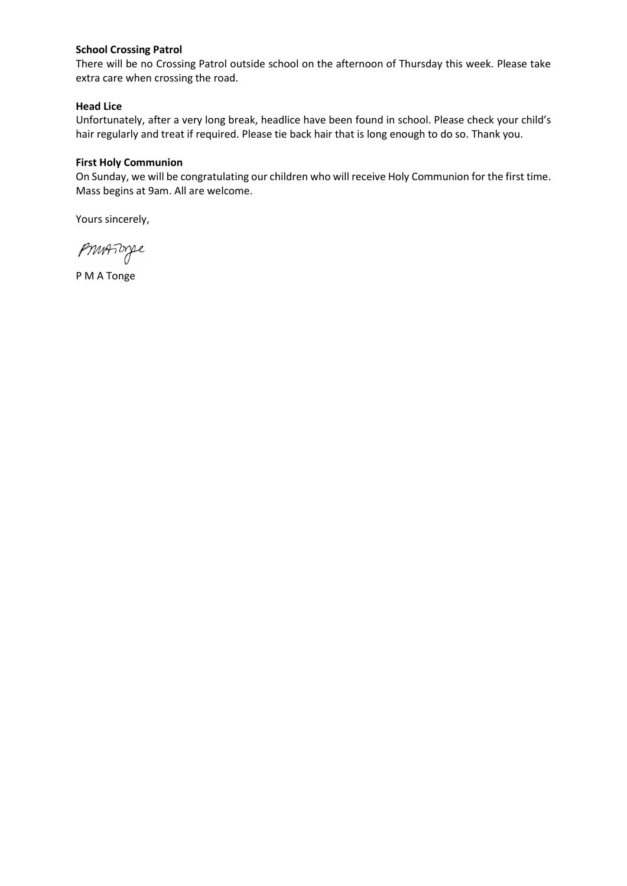**School Crossing Patrol**

There will be no Crossing Patrol outside school on the afternoon of Thursday this week. Please take extra care when crossing the road.

**Head Lice**

Unfortunately, after a very long break, headlice have been found in school. Please check your child's hair regularly and treat if required. Please tie back hair that is long enough to do so. Thank you.

**First Holy Communion**

On Sunday, we will be congratulating our children who will receive Holy Communion for the first time. Mass begins at 9am. All are welcome.

Yours sincerely,

PMA Tonge

P M A Tonge